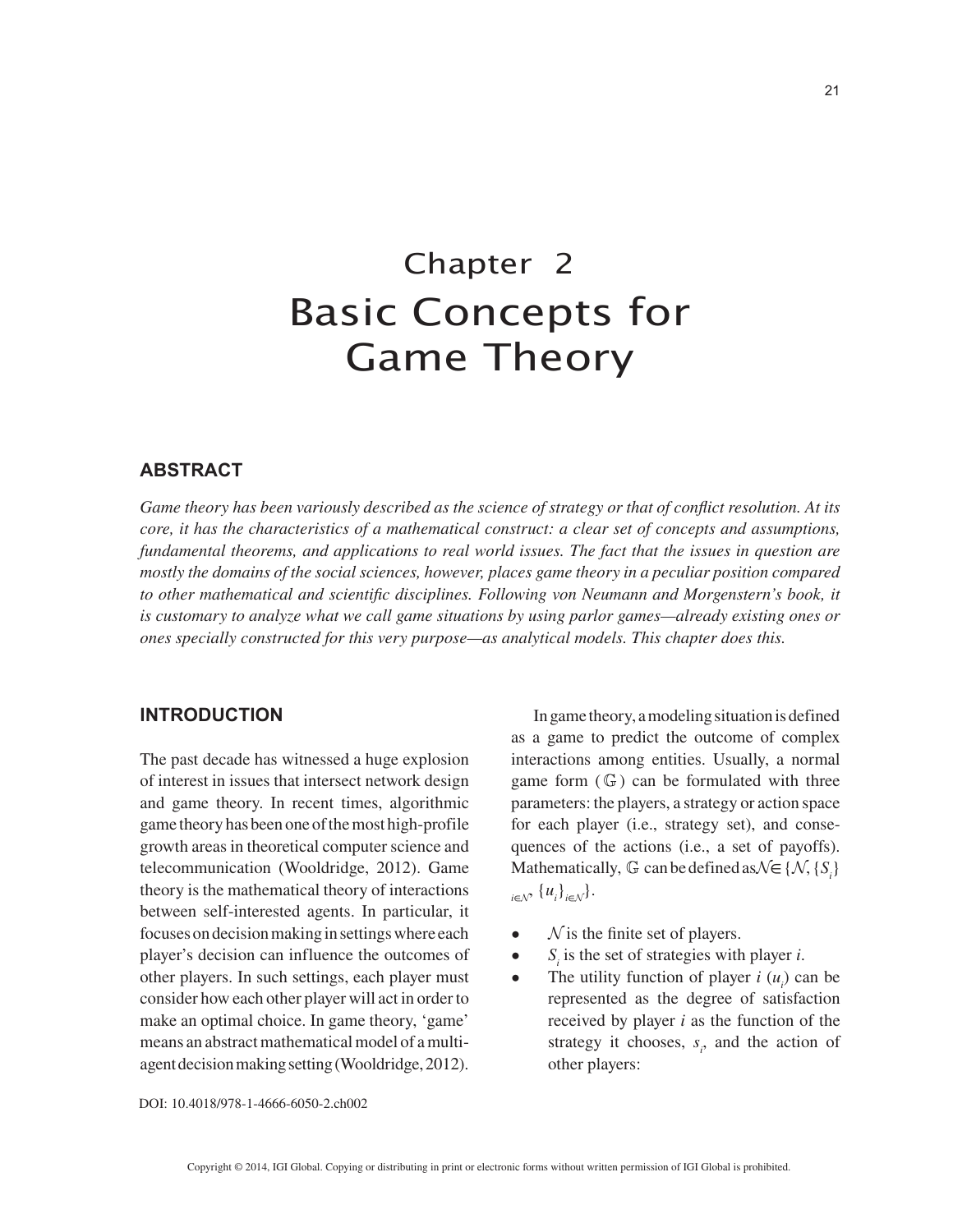# Chapter 2
# Basic Concepts for Game Theory

## ABSTRACT

*Game theory has been variously described as the science of strategy or that of conflict resolution. At its core, it has the characteristics of a mathematical construct: a clear set of concepts and assumptions, fundamental theorems, and applications to real world issues. The fact that the issues in question are mostly the domains of the social sciences, however, places game theory in a peculiar position compared to other mathematical and scientific disciplines. Following von Neumann and Morgenstern's book, it is customary to analyze what we call game situations by using parlor games—already existing ones or ones specially constructed for this very purpose—as analytical models. This chapter does this.*

## INTRODUCTION

The past decade has witnessed a huge explosion of interest in issues that intersect network design and game theory. In recent times, algorithmic game theory has been one of the most high-profile growth areas in theoretical computer science and telecommunication (Wooldridge, 2012). Game theory is the mathematical theory of interactions between self-interested agents. In particular, it focuses on decision making in settings where each player's decision can influence the outcomes of other players. In such settings, each player must consider how each other player will act in order to make an optimal choice. In game theory, 'game' means an abstract mathematical model of a multi-agent decision making setting (Wooldridge, 2012).

In game theory, a modeling situation is defined as a game to predict the outcome of complex interactions among entities. Usually, a normal game form ($\mathbb{G}$) can be formulated with three parameters: the players, a strategy or action space for each player (i.e., strategy set), and consequences of the actions (i.e., a set of payoffs). Mathematically, $\mathbb{G}$ can be defined as $\mathcal{N} \in \{\mathcal{N}, \{S_i\}_{i \in \mathcal{N}}, \{u_i\}_{i \in \mathcal{N}}\}$.

- $\mathcal{N}$ is the finite set of players.
- $S_i$ is the set of strategies with player $i$.
- The utility function of player $i$ ($u_i$) can be represented as the degree of satisfaction received by player $i$ as the function of the strategy it chooses, $s_i$, and the action of other players:

DOI: 10.4018/978-1-4666-6050-2.ch002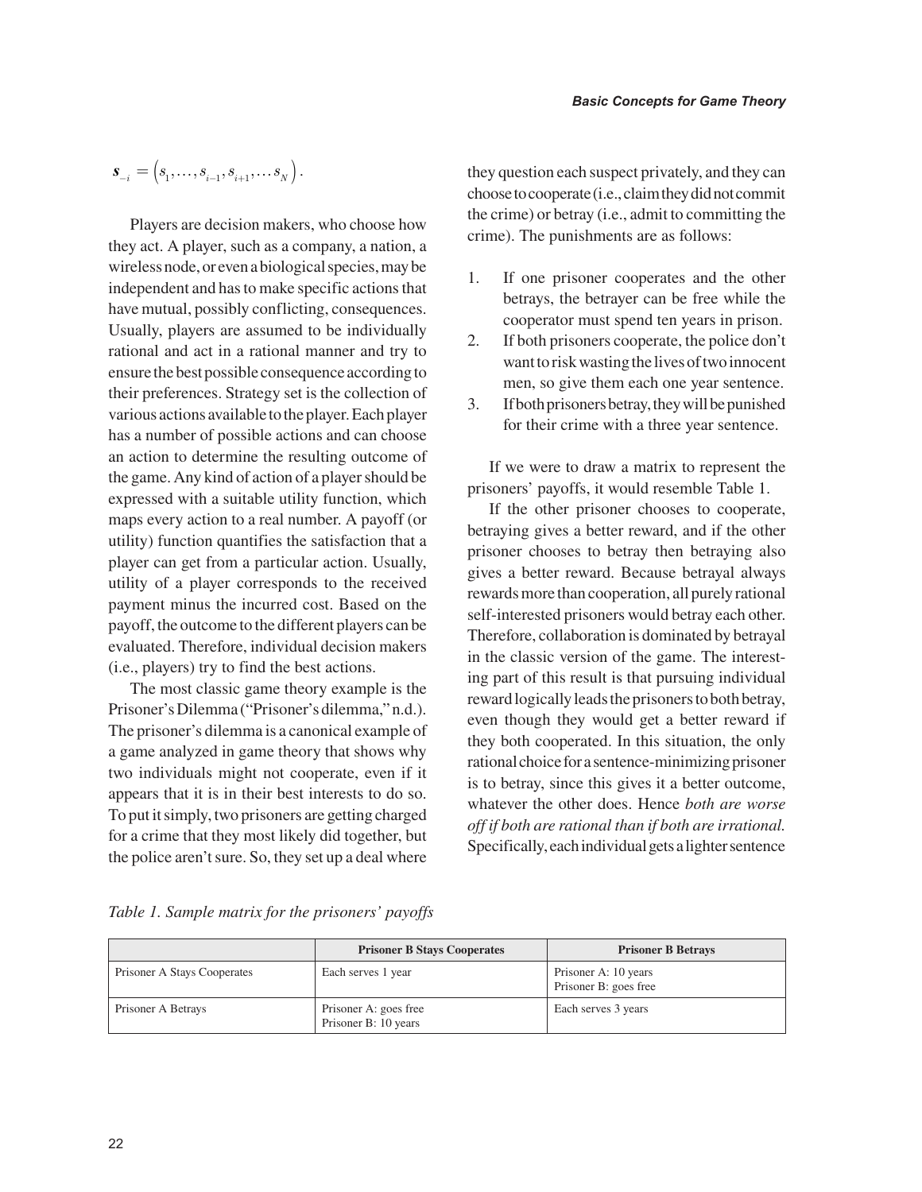$$\boldsymbol{s}_{-i} = \left(s_1, \ldots, s_{i-1}, s_{i+1}, \ldots s_N\right).$$

Players are decision makers, who choose how they act. A player, such as a company, a nation, a wireless node, or even a biological species, may be independent and has to make specific actions that have mutual, possibly conflicting, consequences. Usually, players are assumed to be individually rational and act in a rational manner and try to ensure the best possible consequence according to their preferences. Strategy set is the collection of various actions available to the player. Each player has a number of possible actions and can choose an action to determine the resulting outcome of the game. Any kind of action of a player should be expressed with a suitable utility function, which maps every action to a real number. A payoff (or utility) function quantifies the satisfaction that a player can get from a particular action. Usually, utility of a player corresponds to the received payment minus the incurred cost. Based on the payoff, the outcome to the different players can be evaluated. Therefore, individual decision makers (i.e., players) try to find the best actions.

The most classic game theory example is the Prisoner's Dilemma ("Prisoner's dilemma," n.d.). The prisoner's dilemma is a canonical example of a game analyzed in game theory that shows why two individuals might not cooperate, even if it appears that it is in their best interests to do so. To put it simply, two prisoners are getting charged for a crime that they most likely did together, but the police aren't sure. So, they set up a deal where they question each suspect privately, and they can choose to cooperate (i.e., claim they did not commit the crime) or betray (i.e., admit to committing the crime). The punishments are as follows:

1. If one prisoner cooperates and the other betrays, the betrayer can be free while the cooperator must spend ten years in prison.
2. If both prisoners cooperate, the police don't want to risk wasting the lives of two innocent men, so give them each one year sentence.
3. If both prisoners betray, they will be punished for their crime with a three year sentence.

If we were to draw a matrix to represent the prisoners' payoffs, it would resemble Table 1.

If the other prisoner chooses to cooperate, betraying gives a better reward, and if the other prisoner chooses to betray then betraying also gives a better reward. Because betrayal always rewards more than cooperation, all purely rational self-interested prisoners would betray each other. Therefore, collaboration is dominated by betrayal in the classic version of the game. The interesting part of this result is that pursuing individual reward logically leads the prisoners to both betray, even though they would get a better reward if they both cooperated. In this situation, the only rational choice for a sentence-minimizing prisoner is to betray, since this gives it a better outcome, whatever the other does. Hence *both are worse off if both are rational than if both are irrational.* Specifically, each individual gets a lighter sentence

*Table 1. Sample matrix for the prisoners' payoffs*

| | **Prisoner B Stays Cooperates** | **Prisoner B Betrays** |
|---|---|---|
| Prisoner A Stays Cooperates | Each serves 1 year | Prisoner A: 10 years<br>Prisoner B: goes free |
| Prisoner A Betrays | Prisoner A: goes free<br>Prisoner B: 10 years | Each serves 3 years |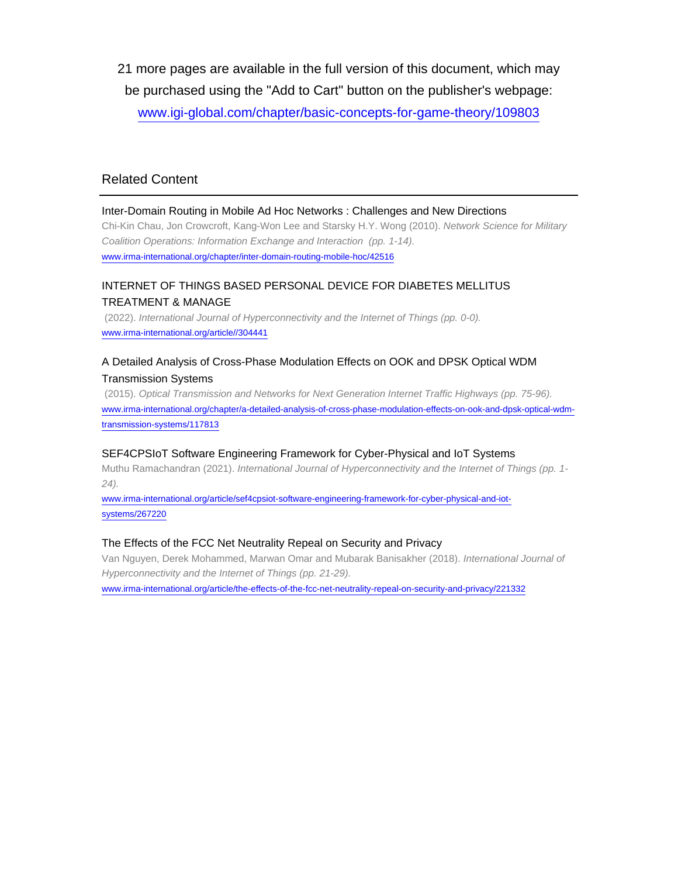21 more pages are available in the full version of this document, which may be purchased using the "Add to Cart" button on the publisher's webpage:
www.igi-global.com/chapter/basic-concepts-for-game-theory/109803

## Related Content

**Inter-Domain Routing in Mobile Ad Hoc Networks : Challenges and New Directions**
Chi-Kin Chau, Jon Crowcroft, Kang-Won Lee and Starsky H.Y. Wong (2010). *Network Science for Military Coalition Operations: Information Exchange and Interaction (pp. 1-14).*
www.irma-international.org/chapter/inter-domain-routing-mobile-hoc/42516

**INTERNET OF THINGS BASED PERSONAL DEVICE FOR DIABETES MELLITUS TREATMENT & MANAGE**
(2022). *International Journal of Hyperconnectivity and the Internet of Things (pp. 0-0).*
www.irma-international.org/article//304441

**A Detailed Analysis of Cross-Phase Modulation Effects on OOK and DPSK Optical WDM Transmission Systems**
(2015). *Optical Transmission and Networks for Next Generation Internet Traffic Highways (pp. 75-96).*
www.irma-international.org/chapter/a-detailed-analysis-of-cross-phase-modulation-effects-on-ook-and-dpsk-optical-wdm-transmission-systems/117813

**SEF4CPSIoT Software Engineering Framework for Cyber-Physical and IoT Systems**
Muthu Ramachandran (2021). *International Journal of Hyperconnectivity and the Internet of Things (pp. 1-24).*
www.irma-international.org/article/sef4cpsiot-software-engineering-framework-for-cyber-physical-and-iot-systems/267220

**The Effects of the FCC Net Neutrality Repeal on Security and Privacy**
Van Nguyen, Derek Mohammed, Marwan Omar and Mubarak Banisakher (2018). *International Journal of Hyperconnectivity and the Internet of Things (pp. 21-29).*
www.irma-international.org/article/the-effects-of-the-fcc-net-neutrality-repeal-on-security-and-privacy/221332